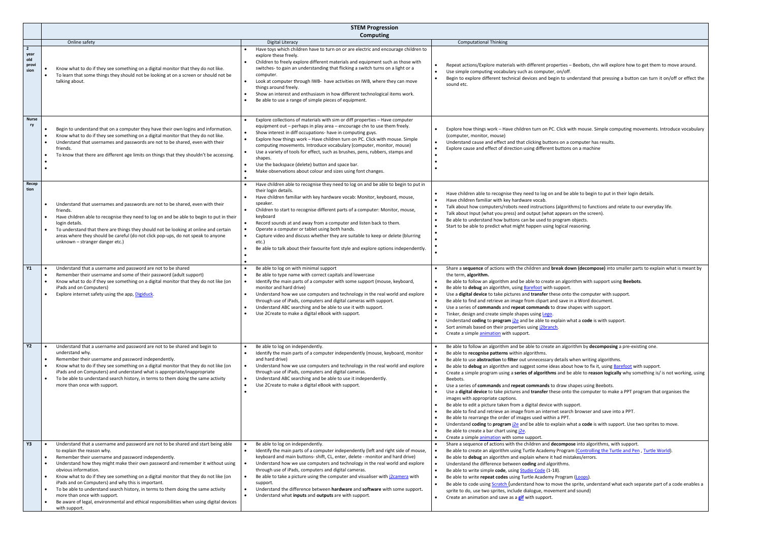# STEM Progression

## Computing

| | Online safety | Digital Literacy | Computational Thinking |
|---|---|---|---|
| **2 year old provision** | • Know what to do if they see something on a digital monitor that they do not like.<br>• To learn that some things they should not be looking at on a screen or should not be talking about. | • Have toys which children have to turn on or are electric and encourage children to explore these freely.<br>• Children to freely explore different materials and equipment such as those with switches- to gain an understanding that flicking a switch turns on a light or a computer.<br>• Look at computer through IWB- have activities on IWB, where they can move things around freely.<br>• Show an interest and enthusiasm in how different technological items work.<br>• Be able to use a range of simple pieces of equipment. | • Repeat actions/Explore materials with different properties – Beebots, chn will explore how to get them to move around.<br>• Use simple computing vocabulary such as computer, on/off.<br>• Begin to explore different technical devices and begin to understand that pressing a button can turn it on/off or effect the sound etc. |
| **Nursery** | • Begin to understand that on a computer they have their own logins and information.<br>• Know what to do if they see something on a digital monitor that they do not like.<br>• Understand that usernames and passwords are not to be shared, even with their friends.<br>• To know that there are different age limits on things that they shouldn't be accessing. | • Explore collections of materials with sim or diff properties – Have computer equipment out – perhaps in play area – encourage chn to use them freely.<br>• Show interest in diff occupations- have in computing guys.<br>• Explore how things work – Have children turn on PC. Click with mouse. Simple computing movements. Introduce vocabulary (computer, monitor, mouse)<br>• Use a variety of tools for effect, such as brushes, pens, rubbers, stamps and shapes.<br>• Use the backspace (delete) button and space bar.<br>• Make observations about colour and sizes using font changes. | • Explore how things work – Have children turn on PC. Click with mouse. Simple computing movements. Introduce vocabulary (computer, monitor, mouse)<br>• Understand cause and effect and that clicking buttons on a computer has results.<br>• Explore cause and effect of direction using different buttons on a machine |
| **Reception** | • Understand that usernames and passwords are not to be shared, even with their friends.<br>• Have children able to recognise they need to log on and be able to begin to put in their login details.<br>• To understand that there are things they should not be looking at online and certain areas where they should be careful (do not click pop-ups, do not speak to anyone unknown – stranger danger etc.) | • Have children able to recognise they need to log on and be able to begin to put in their login details.<br>• Have children familiar with key hardware vocab: Monitor, keyboard, mouse, speaker.<br>• Children to start to recognise different parts of a computer: Monitor, mouse, keyboard<br>• Record sounds at and away from a computer and listen back to them.<br>• Operate a computer or tablet using both hands.<br>• Capture video and discuss whether they are suitable to keep or delete (blurring etc.)<br>• Be able to talk about their favourite font style and explore options independently. | • Have children able to recognise they need to log on and be able to begin to put in their login details.<br>• Have children familiar with key hardware vocab.<br>• Talk about how computers/robots need instructions (algorithms) to functions and relate to our everyday life.<br>• Talk about Input (what you press) and output (what appears on the screen).<br>• Be able to understand how buttons can be used to program objects.<br>• Start to be able to predict what might happen using logical reasoning. |
| **Y1** | • Understand that a username and password are not to be shared<br>• Remember their username and some of their password (adult support)<br>• Know what to do if they see something on a digital monitor that they do not like (on iPads and on Computers)<br>• Explore internet safety using the app, Digiduck. | • Be able to log on with minimal support<br>• Be able to type name with correct capitals and lowercase<br>• Identify the main parts of a computer with some support (mouse, keyboard, monitor and hard drive)<br>• Understand how we use computers and technology in the real world and explore through use of iPads, computers and digital cameras with support.<br>• Understand ABC searching and be able to use it with support.<br>• Use 2Create to make a digital eBook with support. | • Share a **sequence** of actions with the children and **break down (decompose)** into smaller parts to explain what is meant by the term, **algorithm.**<br>• Be able to follow an algorithm and be able to create an algorithm with support using **Beebots**.<br>• Be able to **debug** an algorithm, using Barefoot with support.<br>• Use a **digital device** to take pictures and **transfer** these onto the computer with support.<br>• Be able to find and retrieve an image from clipart and save in a Word document.<br>• Use a series of **commands** and **repeat commands** to draw shapes with support.<br>• Tinker, design and create simple shapes using Lego.<br>• Understand **coding** to **program** j2e and be able to explain what a **code** is with support.<br>• Sort animals based on their properties using j2branch.<br>• Create a simple animation with support. |
| **Y2** | • Understand that a username and password are not to be shared and begin to understand why.<br>• Remember their username and password independently.<br>• Know what to do if they see something on a digital monitor that they do not like (on iPads and on Computers) and understand what is appropriate/inappropriate<br>• To be able to understand search history, in terms to them doing the same activity more than once with support. | • Be able to log on independently.<br>• Identify the main parts of a computer independently (mouse, keyboard, monitor and hard drive)<br>• Understand how we use computers and technology in the real world and explore through use of iPads, computers and digital cameras.<br>• Understand ABC searching and be able to use it independently.<br>• Use 2Create to make a digital eBook with support. | • Be able to follow an algorithm and be able to create an algorithm by **decomposing** a pre-existing one.<br>• Be able to **recognise patterns** within algorithms.<br>• Be able to use **abstraction** to **filter** out unnecessary details when writing algorithms.<br>• Be able to **debug** an algorithm and suggest some ideas about how to fix it, using Barefoot with support.<br>• Create a simple program using a **series of algorithms** and be able to **reason logically** why something is/ is not working, using Beebots.<br>• Use a series of **commands** and **repeat commands** to draw shapes using Beebots.<br>• Use a **digital device** to take pictures and **transfer** these onto the computer to make a PPT program that organises the images with appropriate captions.<br>• Be able to edit a picture taken from a digital device with support.<br>• Be able to find and retrieve an image from an internet search browser and save into a PPT.<br>• Be able to rearrange the order of images used within a PPT.<br>• Understand **coding** to **program** j2e and be able to explain what a **code** is with support. Use two sprites to move.<br>• Be able to create a bar chart using j2e.<br>• Create a simple animation with some support. |
| **Y3** | • Understand that a username and password are not to be shared and start being able to explain the reason why.<br>• Remember their username and password independently.<br>• Understand how they might make their own password and remember it without using obvious information.<br>• Know what to do if they see something on a digital monitor that they do not like (on iPads and on Computers) and why this is important.<br>• To be able to understand search history, in terms to them doing the same activity more than once with support.<br>• Be aware of legal, environmental and ethical responsibilities when using digital devices with support. | • Be able to log on independently.<br>• Identify the main parts of a computer independently (left and right side of mouse, keyboard and main buttons- shift, CL, enter, delete - monitor and hard drive)<br>• Understand how we use computers and technology in the real world and explore through use of iPads, computers and digital cameras.<br>• Be able to take a picture using the computer and visualiser with j2camera with support.<br>• Understand the difference between **hardware** and **software** with some support**.**<br>• Understand what **inputs** and **outputs** are with support. | • Share a sequence of actions with the children and **decompose** into algorithms, with support.<br>• Be able to create an algorithm using Turtle Academy Program (Controlling the Turtle and Pen , Turtle World).<br>• Be able to **debug** an algorithm and explain where it had mistakes/errors.<br>• Understand the difference between **coding** and algorithms.<br>• Be able to write simple **code**, using Studio Code (1-18).<br>• Be able to write **repeat codes** using Turtle Academy Program (Loops).<br>• Be able to code using Scratch (understand how to move the sprite, understand what each separate part of a code enables a sprite to do, use two sprites, include dialogue, movement and sound)<br>• Create an animation and save as a **gif** with support. |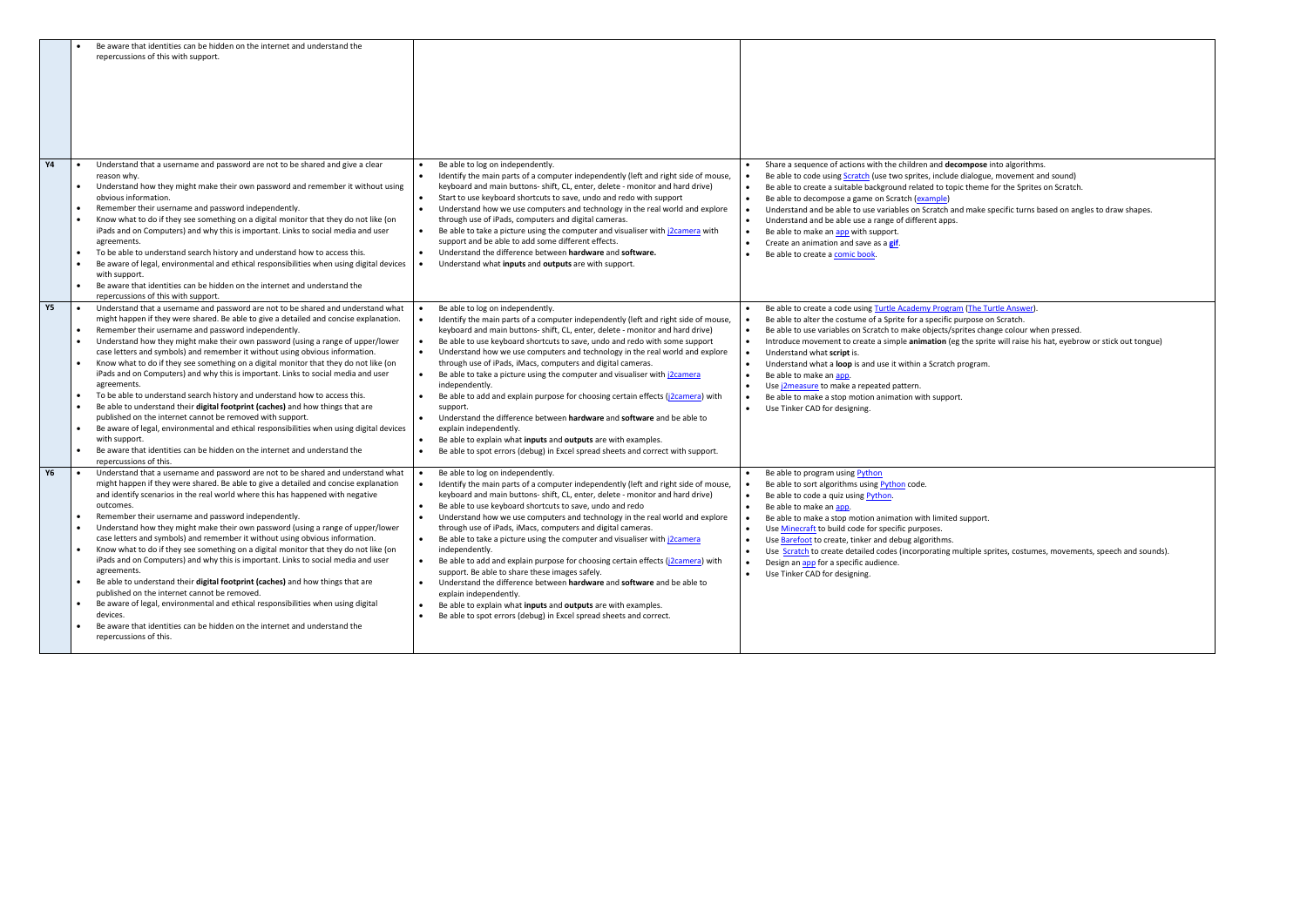| | | | |
|---|---|---|---|
| | • Be aware that identities can be hidden on the internet and understand the repercussions of this with support. | | |
| **Y4** | • Understand that a username and password are not to be shared and give a clear reason why.<br>• Understand how they might make their own password and remember it without using obvious information.<br>• Remember their username and password independently.<br>• Know what to do if they see something on a digital monitor that they do not like (on iPads and on Computers) and why this is important. Links to social media and user agreements.<br>• To be able to understand search history and understand how to access this.<br>• Be aware of legal, environmental and ethical responsibilities when using digital devices with support.<br>• Be aware that identities can be hidden on the internet and understand the repercussions of this with support. | • Be able to log on independently.<br>• Identify the main parts of a computer independently (left and right side of mouse, keyboard and main buttons- shift, CL, enter, delete - monitor and hard drive)<br>• Start to use keyboard shortcuts to save, undo and redo with support<br>• Understand how we use computers and technology in the real world and explore through use of iPads, computers and digital cameras.<br>• Be able to take a picture using the computer and visualiser with j2camera with support and be able to add some different effects.<br>• Understand the difference between **hardware** and **software.**<br>• Understand what **inputs** and **outputs** are with support. | • Share a sequence of actions with the children and **decompose** into algorithms.<br>• Be able to code using Scratch (use two sprites, include dialogue, movement and sound)<br>• Be able to create a suitable background related to topic theme for the Sprites on Scratch.<br>• Be able to decompose a game on Scratch (example)<br>• Understand and be able to use variables on Scratch and make specific turns based on angles to draw shapes.<br>• Understand and be able use a range of different apps.<br>• Be able to make an app with support.<br>• Create an animation and save as a **gif**.<br>• Be able to create a comic book. |
| **Y5** | • Understand that a username and password are not to be shared and understand what might happen if they were shared. Be able to give a detailed and concise explanation.<br>• Remember their username and password independently.<br>• Understand how they might make their own password (using a range of upper/lower case letters and symbols) and remember it without using obvious information.<br>• Know what to do if they see something on a digital monitor that they do not like (on iPads and on Computers) and why this is important. Links to social media and user agreements.<br>• To be able to understand search history and understand how to access this.<br>• Be able to understand their **digital footprint (caches)** and how things that are published on the internet cannot be removed with support.<br>• Be aware of legal, environmental and ethical responsibilities when using digital devices with support.<br>• Be aware that identities can be hidden on the internet and understand the repercussions of this with support. | • Be able to log on independently.<br>• Identify the main parts of a computer independently (left and right side of mouse, keyboard and main buttons- shift, CL, enter, delete - monitor and hard drive)<br>• Be able to use keyboard shortcuts to save, undo and redo with some support<br>• Understand how we use computers and technology in the real world and explore through use of iPads, iMacs, computers and digital cameras.<br>• Be able to take a picture using the computer and visualiser with j2camera independently.<br>• Be able to add and explain purpose for choosing certain effects (j2camera) with support.<br>• Understand the difference between **hardware** and **software** and be able to explain independently.<br>• Be able to explain what **inputs** and **outputs** are with examples.<br>• Be able to spot errors (debug) in Excel spread sheets and correct with support. | • Be able to create a code using Turtle Academy Program (The Turtle Answer).<br>• Be able to alter the costume of a Sprite for a specific purpose on Scratch.<br>• Be able to use variables on Scratch to make objects/sprites change colour when pressed.<br>• Introduce movement to create a simple **animation** (eg the sprite will raise his hat, eyebrow or stick out tongue)<br>• Understand what **script** is.<br>• Understand what a **loop** is and use it within a Scratch program.<br>• Be able to make an app.<br>• Use j2measure to make a repeated pattern.<br>• Be able to make a stop motion animation with support.<br>• Use Tinker CAD for designing. |
| **Y6** | • Understand that a username and password are not to be shared and understand what might happen if they were shared. Be able to give a detailed and concise explanation and identify scenarios in the real world where this has happened with negative outcomes.<br>• Remember their username and password independently.<br>• Understand how they might make their own password (using a range of upper/lower case letters and symbols) and remember it without using obvious information.<br>• Know what to do if they see something on a digital monitor that they do not like (on iPads and on Computers) and why this is important. Links to social media and user agreements.<br>• Be able to understand their **digital footprint (caches)** and how things that are published on the internet cannot be removed.<br>• Be aware of legal, environmental and ethical responsibilities when using digital devices.<br>• Be aware that identities can be hidden on the internet and understand the repercussions of this. | • Be able to log on independently.<br>• Identify the main parts of a computer independently (left and right side of mouse, keyboard and main buttons- shift, CL, enter, delete - monitor and hard drive)<br>• Be able to use keyboard shortcuts to save, undo and redo<br>• Understand how we use computers and technology in the real world and explore through use of iPads, iMacs, computers and digital cameras.<br>• Be able to take a picture using the computer and visualiser with j2camera independently.<br>• Be able to add and explain purpose for choosing certain effects (j2camera) with support. Be able to share these images safely.<br>• Understand the difference between **hardware** and **software** and be able to explain independently.<br>• Be able to explain what **inputs** and **outputs** are with examples.<br>• Be able to spot errors (debug) in Excel spread sheets and correct. | • Be able to program using Python<br>• Be able to sort algorithms using Python code.<br>• Be able to code a quiz using Python.<br>• Be able to make an app.<br>• Be able to make a stop motion animation with limited support.<br>• Use Minecraft to build code for specific purposes.<br>• Use Barefoot to create, tinker and debug algorithms.<br>• Use Scratch to create detailed codes (incorporating multiple sprites, costumes, movements, speech and sounds).<br>• Design an app for a specific audience.<br>• Use Tinker CAD for designing. |